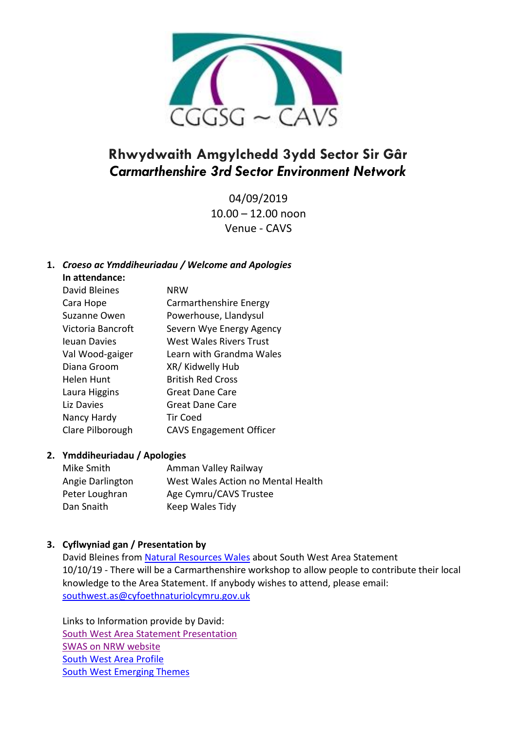CGGSG ~ CAVS

# Rhwydwaith Amgylchedd 3ydd Sector Sir Gâr
## *Carmarthenshire 3rd Sector Environment Network*

04/09/2019
10.00 – 12.00 noon
Venue - CAVS

1. ***Croeso ac Ymddiheuriadau / Welcome and Apologies***

**In attendance:**

| | |
|---|---|
| David Bleines | NRW |
| Cara Hope | Carmarthenshire Energy |
| Suzanne Owen | Powerhouse, Llandysul |
| Victoria Bancroft | Severn Wye Energy Agency |
| Ieuan Davies | West Wales Rivers Trust |
| Val Wood-gaiger | Learn with Grandma Wales |
| Diana Groom | XR/ Kidwelly Hub |
| Helen Hunt | British Red Cross |
| Laura Higgins | Great Dane Care |
| Liz Davies | Great Dane Care |
| Nancy Hardy | Tir Coed |
| Clare Pilborough | CAVS Engagement Officer |

2. **Ymddiheuriadau / Apologies**

| | |
|---|---|
| Mike Smith | Amman Valley Railway |
| Angie Darlington | West Wales Action no Mental Health |
| Peter Loughran | Age Cymru/CAVS Trustee |
| Dan Snaith | Keep Wales Tidy |

3. **Cyflwyniad gan / Presentation by**

David Bleines from Natural Resources Wales about South West Area Statement
10/10/19 - There will be a Carmarthenshire workshop to allow people to contribute their local knowledge to the Area Statement. If anybody wishes to attend, please email: southwest.as@cyfoethnaturiolcymru.gov.uk

Links to Information provide by David:
South West Area Statement Presentation
SWAS on NRW website
South West Area Profile
South West Emerging Themes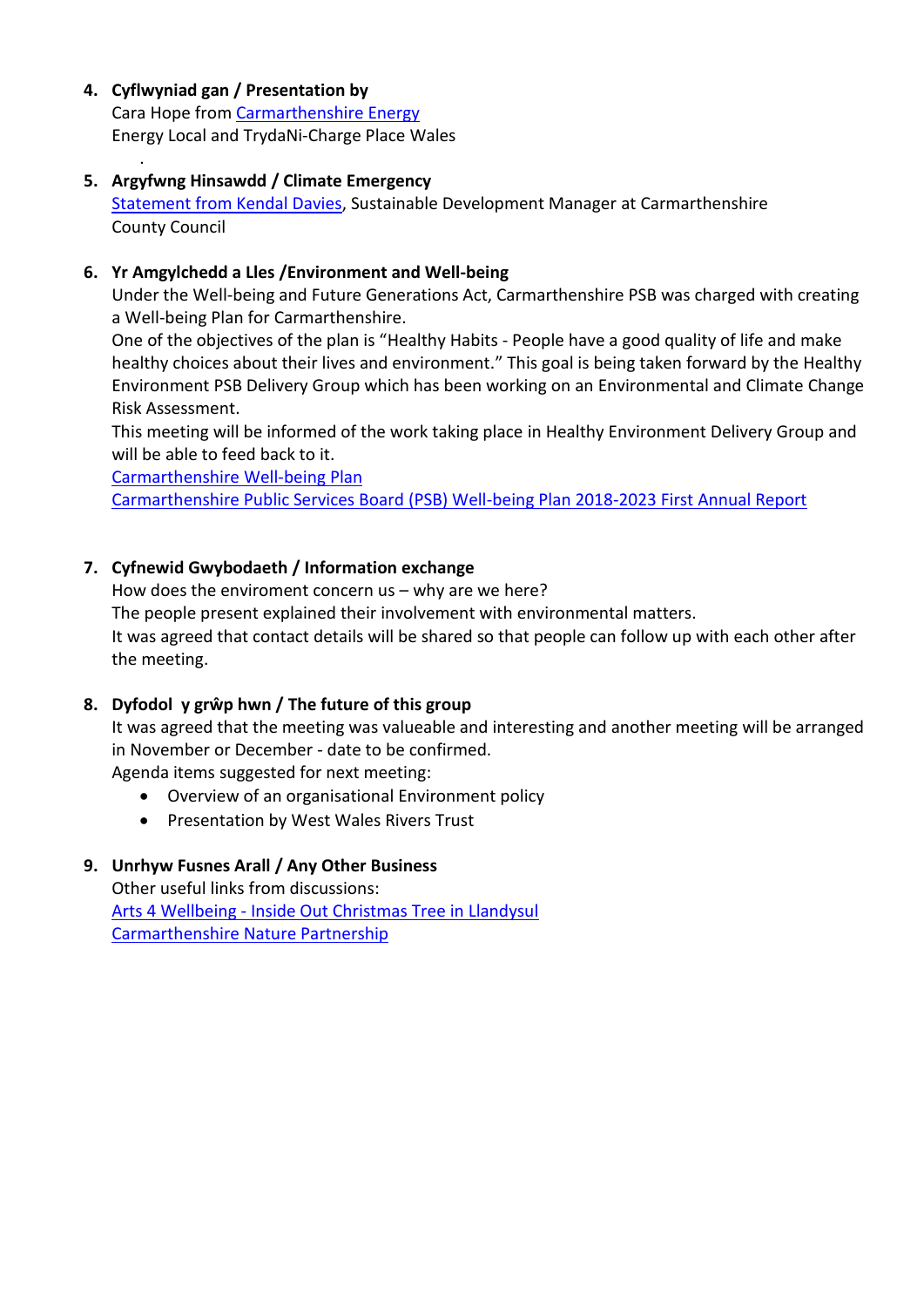4. **Cyflwyniad gan / Presentation by**
   Cara Hope from Carmarthenshire Energy
   Energy Local and TrydaNi-Charge Place Wales

5. **Argyfwng Hinsawdd / Climate Emergency**
   Statement from Kendal Davies, Sustainable Development Manager at Carmarthenshire County Council

6. **Yr Amgylchedd a Lles /Environment and Well-being**
   Under the Well-being and Future Generations Act, Carmarthenshire PSB was charged with creating a Well-being Plan for Carmarthenshire.
   One of the objectives of the plan is "Healthy Habits - People have a good quality of life and make healthy choices about their lives and environment." This goal is being taken forward by the Healthy Environment PSB Delivery Group which has been working on an Environmental and Climate Change Risk Assessment.
   This meeting will be informed of the work taking place in Healthy Environment Delivery Group and will be able to feed back to it.
   Carmarthenshire Well-being Plan
   Carmarthenshire Public Services Board (PSB) Well-being Plan 2018-2023 First Annual Report

7. **Cyfnewid Gwybodaeth / Information exchange**
   How does the enviroment concern us – why are we here?
   The people present explained their involvement with environmental matters.
   It was agreed that contact details will be shared so that people can follow up with each other after the meeting.

8. **Dyfodol y grŵp hwn / The future of this group**
   It was agreed that the meeting was valueable and interesting and another meeting will be arranged in November or December - date to be confirmed.
   Agenda items suggested for next meeting:
   - Overview of an organisational Environment policy
   - Presentation by West Wales Rivers Trust

9. **Unrhyw Fusnes Arall / Any Other Business**
   Other useful links from discussions:
   Arts 4 Wellbeing - Inside Out Christmas Tree in Llandysul
   Carmarthenshire Nature Partnership